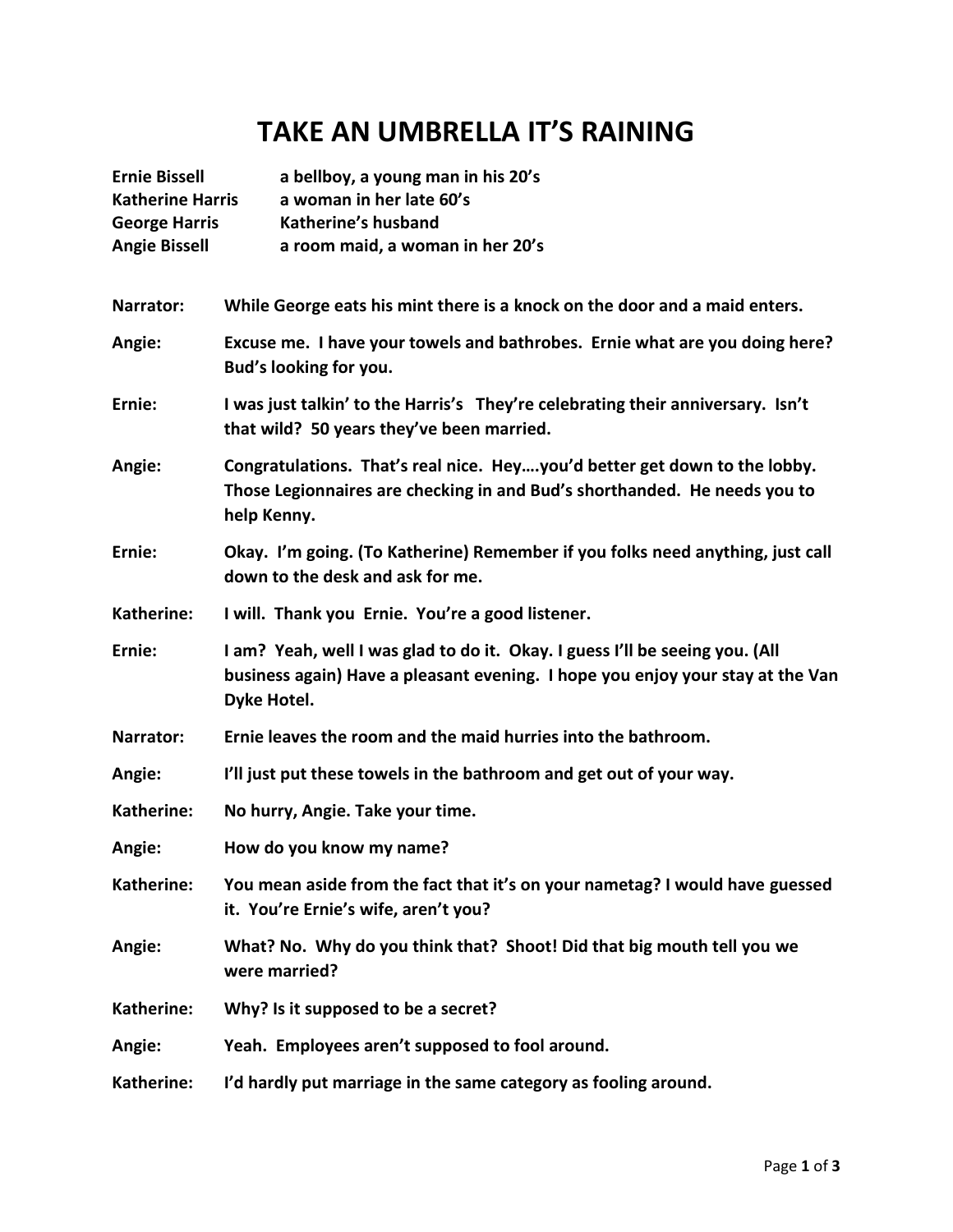# TAKE AN UMBRELLA IT'S RAINING

**Ernie Bissell** — a bellboy, a young man in his 20's
**Katherine Harris** — a woman in her late 60's
**George Harris** — Katherine's husband
**Angie Bissell** — a room maid, a woman in her 20's

**Narrator:** While George eats his mint there is a knock on the door and a maid enters.

**Angie:** Excuse me. I have your towels and bathrobes. Ernie what are you doing here? Bud's looking for you.

**Ernie:** I was just talkin' to the Harris's They're celebrating their anniversary. Isn't that wild? 50 years they've been married.

**Angie:** Congratulations. That's real nice. Hey….you'd better get down to the lobby. Those Legionnaires are checking in and Bud's shorthanded. He needs you to help Kenny.

**Ernie:** Okay. I'm going. (To Katherine) Remember if you folks need anything, just call down to the desk and ask for me.

**Katherine:** I will. Thank you Ernie. You're a good listener.

**Ernie:** I am? Yeah, well I was glad to do it. Okay. I guess I'll be seeing you. (All business again) Have a pleasant evening. I hope you enjoy your stay at the Van Dyke Hotel.

**Narrator:** Ernie leaves the room and the maid hurries into the bathroom.

**Angie:** I'll just put these towels in the bathroom and get out of your way.

**Katherine:** No hurry, Angie. Take your time.

**Angie:** How do you know my name?

**Katherine:** You mean aside from the fact that it's on your nametag? I would have guessed it. You're Ernie's wife, aren't you?

**Angie:** What? No. Why do you think that? Shoot! Did that big mouth tell you we were married?

**Katherine:** Why? Is it supposed to be a secret?

**Angie:** Yeah. Employees aren't supposed to fool around.

**Katherine:** I'd hardly put marriage in the same category as fooling around.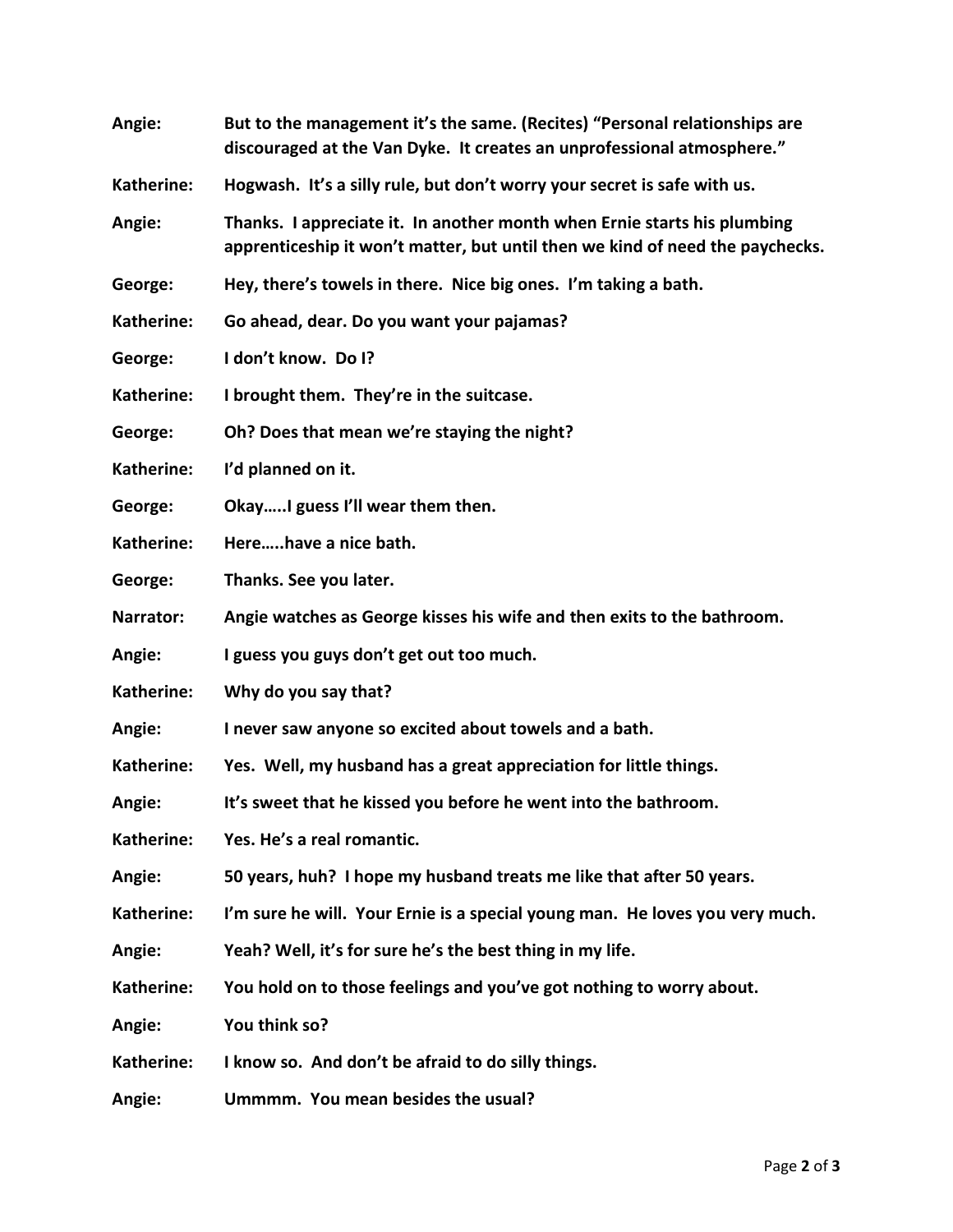**Angie:** But to the management it's the same. (Recites) "Personal relationships are discouraged at the Van Dyke. It creates an unprofessional atmosphere."

**Katherine:** Hogwash. It's a silly rule, but don't worry your secret is safe with us.

**Angie:** Thanks. I appreciate it. In another month when Ernie starts his plumbing apprenticeship it won't matter, but until then we kind of need the paychecks.

**George:** Hey, there's towels in there. Nice big ones. I'm taking a bath.

**Katherine:** Go ahead, dear. Do you want your pajamas?

**George:** I don't know. Do I?

**Katherine:** I brought them. They're in the suitcase.

**George:** Oh? Does that mean we're staying the night?

**Katherine:** I'd planned on it.

**George:** Okay…..I guess I'll wear them then.

**Katherine:** Here…..have a nice bath.

**George:** Thanks. See you later.

**Narrator:** Angie watches as George kisses his wife and then exits to the bathroom.

**Angie:** I guess you guys don't get out too much.

**Katherine:** Why do you say that?

**Angie:** I never saw anyone so excited about towels and a bath.

**Katherine:** Yes. Well, my husband has a great appreciation for little things.

**Angie:** It's sweet that he kissed you before he went into the bathroom.

**Katherine:** Yes. He's a real romantic.

**Angie:** 50 years, huh? I hope my husband treats me like that after 50 years.

**Katherine:** I'm sure he will. Your Ernie is a special young man. He loves you very much.

**Angie:** Yeah? Well, it's for sure he's the best thing in my life.

**Katherine:** You hold on to those feelings and you've got nothing to worry about.

**Angie:** You think so?

**Katherine:** I know so. And don't be afraid to do silly things.

**Angie:** Ummmm. You mean besides the usual?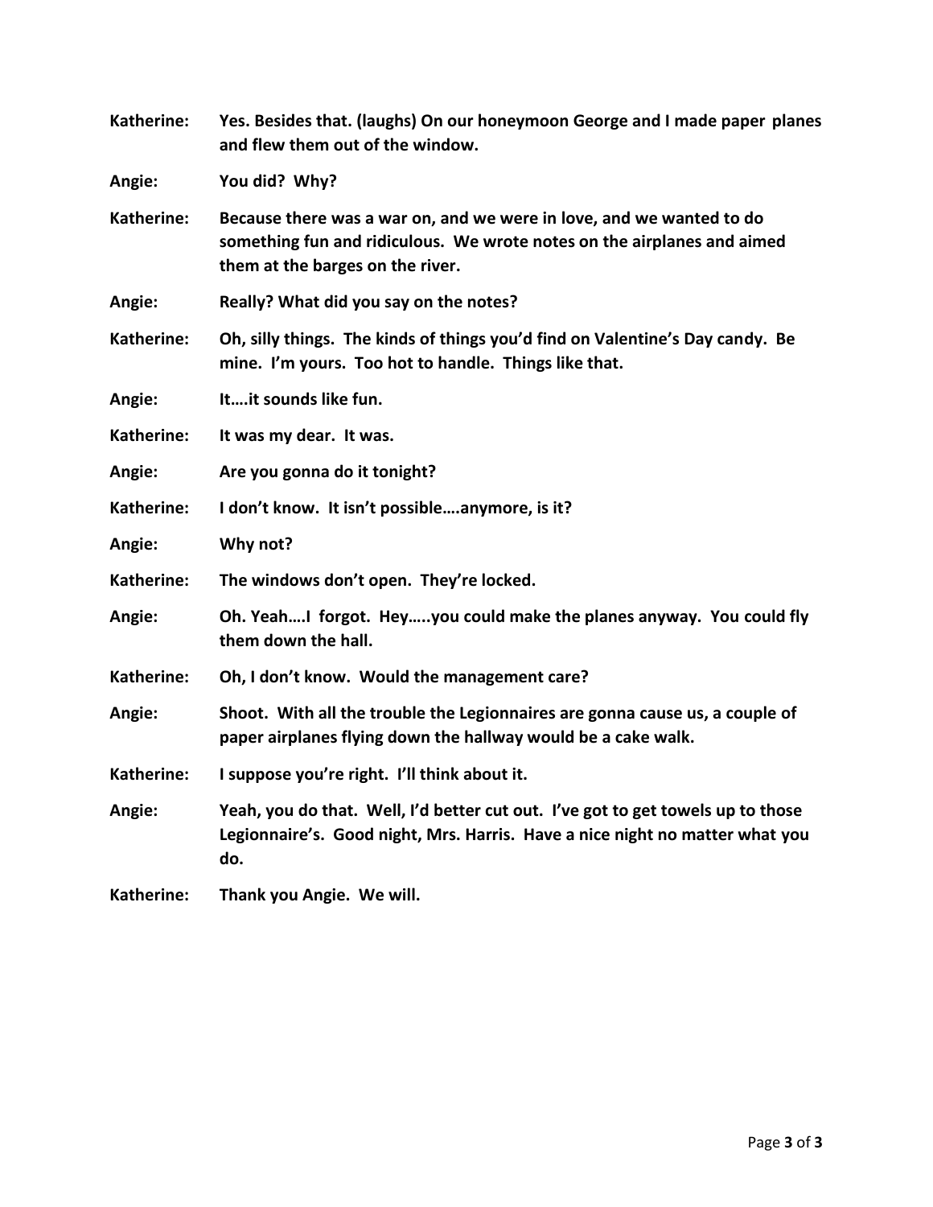**Katherine:** **Yes. Besides that. (laughs) On our honeymoon George and I made paper planes and flew them out of the window.**

**Angie:** **You did? Why?**

**Katherine:** **Because there was a war on, and we were in love, and we wanted to do something fun and ridiculous. We wrote notes on the airplanes and aimed them at the barges on the river.**

**Angie:** **Really? What did you say on the notes?**

**Katherine:** **Oh, silly things. The kinds of things you'd find on Valentine's Day candy. Be mine. I'm yours. Too hot to handle. Things like that.**

**Angie:** **It….it sounds like fun.**

**Katherine:** **It was my dear. It was.**

**Angie:** **Are you gonna do it tonight?**

**Katherine:** **I don't know. It isn't possible….anymore, is it?**

**Angie:** **Why not?**

**Katherine:** **The windows don't open. They're locked.**

**Angie:** **Oh. Yeah….I forgot. Hey…..you could make the planes anyway. You could fly them down the hall.**

**Katherine:** **Oh, I don't know. Would the management care?**

**Angie:** **Shoot. With all the trouble the Legionnaires are gonna cause us, a couple of paper airplanes flying down the hallway would be a cake walk.**

**Katherine:** **I suppose you're right. I'll think about it.**

**Angie:** **Yeah, you do that. Well, I'd better cut out. I've got to get towels up to those Legionnaire's. Good night, Mrs. Harris. Have a nice night no matter what you do.**

**Katherine:** **Thank you Angie. We will.**